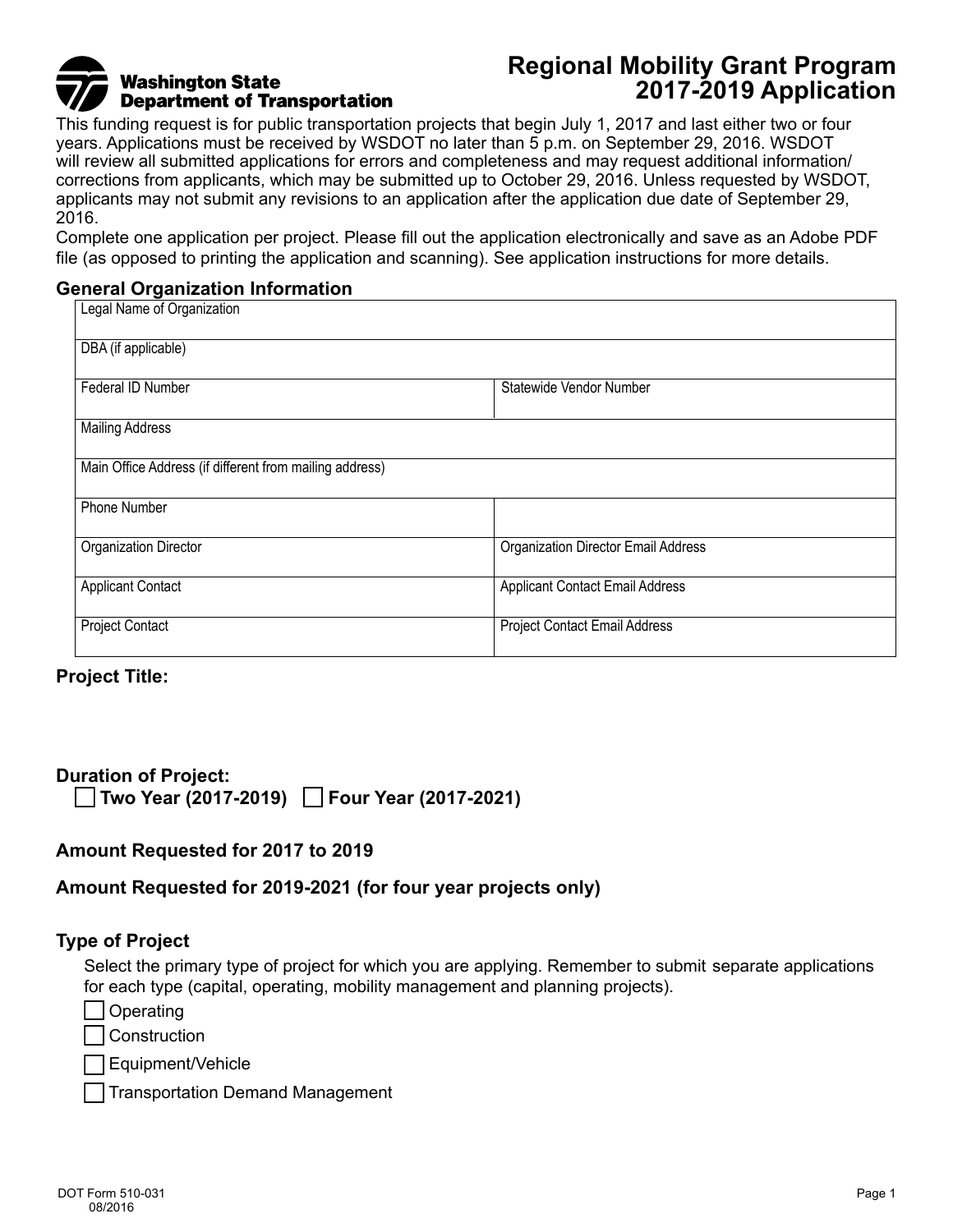Washington State Department of Transportation

# Regional Mobility Grant Program 2017-2019 Application

This funding request is for public transportation projects that begin July 1, 2017 and last either two or four years. Applications must be received by WSDOT no later than 5 p.m. on September 29, 2016. WSDOT will review all submitted applications for errors and completeness and may request additional information/ corrections from applicants, which may be submitted up to October 29, 2016. Unless requested by WSDOT, applicants may not submit any revisions to an application after the application due date of September 29, 2016.

Complete one application per project. Please fill out the application electronically and save as an Adobe PDF file (as opposed to printing the application and scanning). See application instructions for more details.

## General Organization Information

| Legal Name of Organization | |
|---|---|
| DBA (if applicable) | |
| Federal ID Number | Statewide Vendor Number |
| Mailing Address | |
| Main Office Address (if different from mailing address) | |
| Phone Number | |
| Organization Director | Organization Director Email Address |
| Applicant Contact | Applicant Contact Email Address |
| Project Contact | Project Contact Email Address |

**Project Title:**

**Duration of Project:**

☐ **Two Year (2017-2019)** ☐ **Four Year (2017-2021)**

**Amount Requested for 2017 to 2019**

**Amount Requested for 2019-2021 (for four year projects only)**

**Type of Project**

Select the primary type of project for which you are applying. Remember to submit separate applications for each type (capital, operating, mobility management and planning projects).

☐ Operating

☐ Construction

☐ Equipment/Vehicle

☐ Transportation Demand Management

DOT Form 510-031
08/2016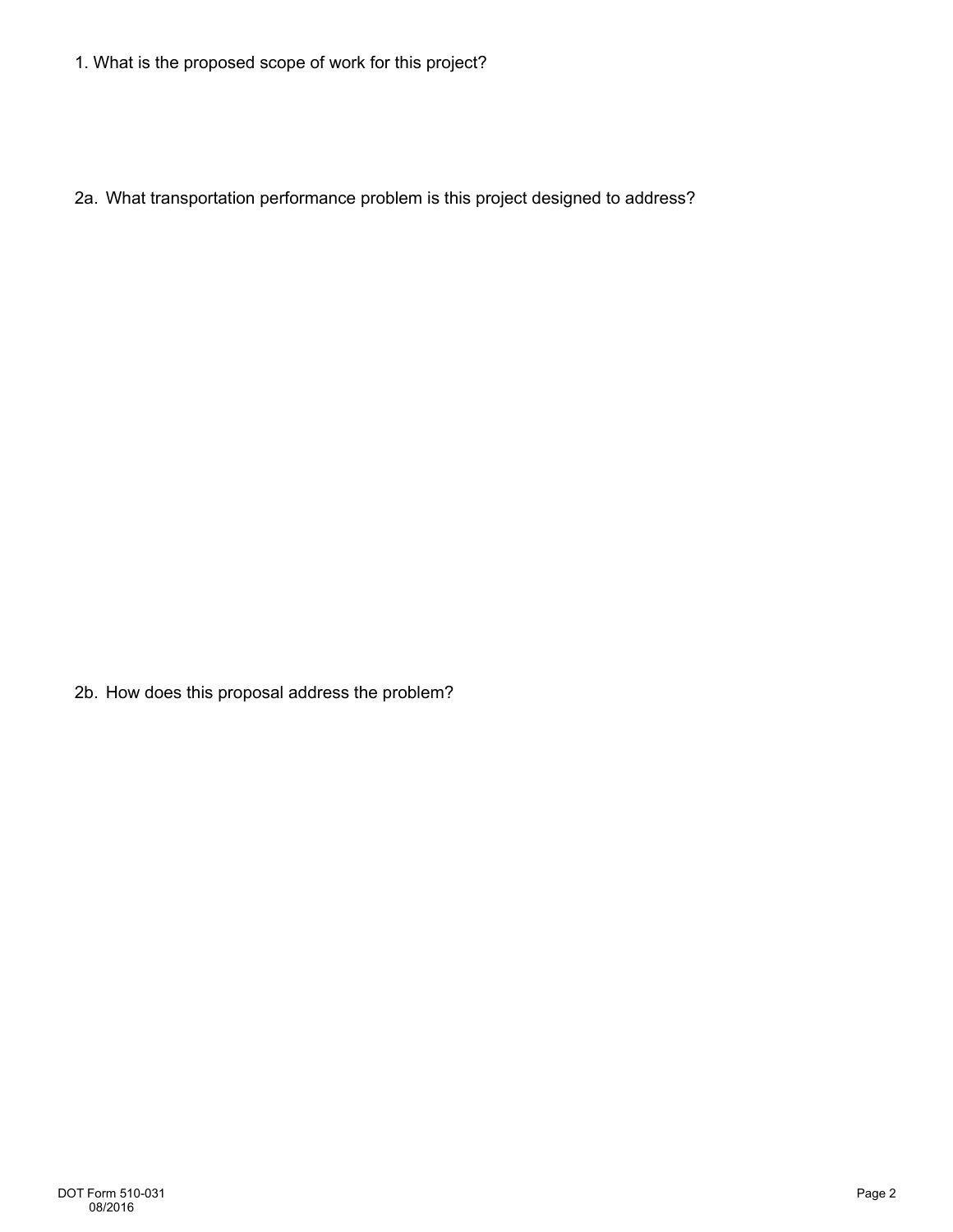1. What is the proposed scope of work for this project?

2a. What transportation performance problem is this project designed to address?

2b. How does this proposal address the problem?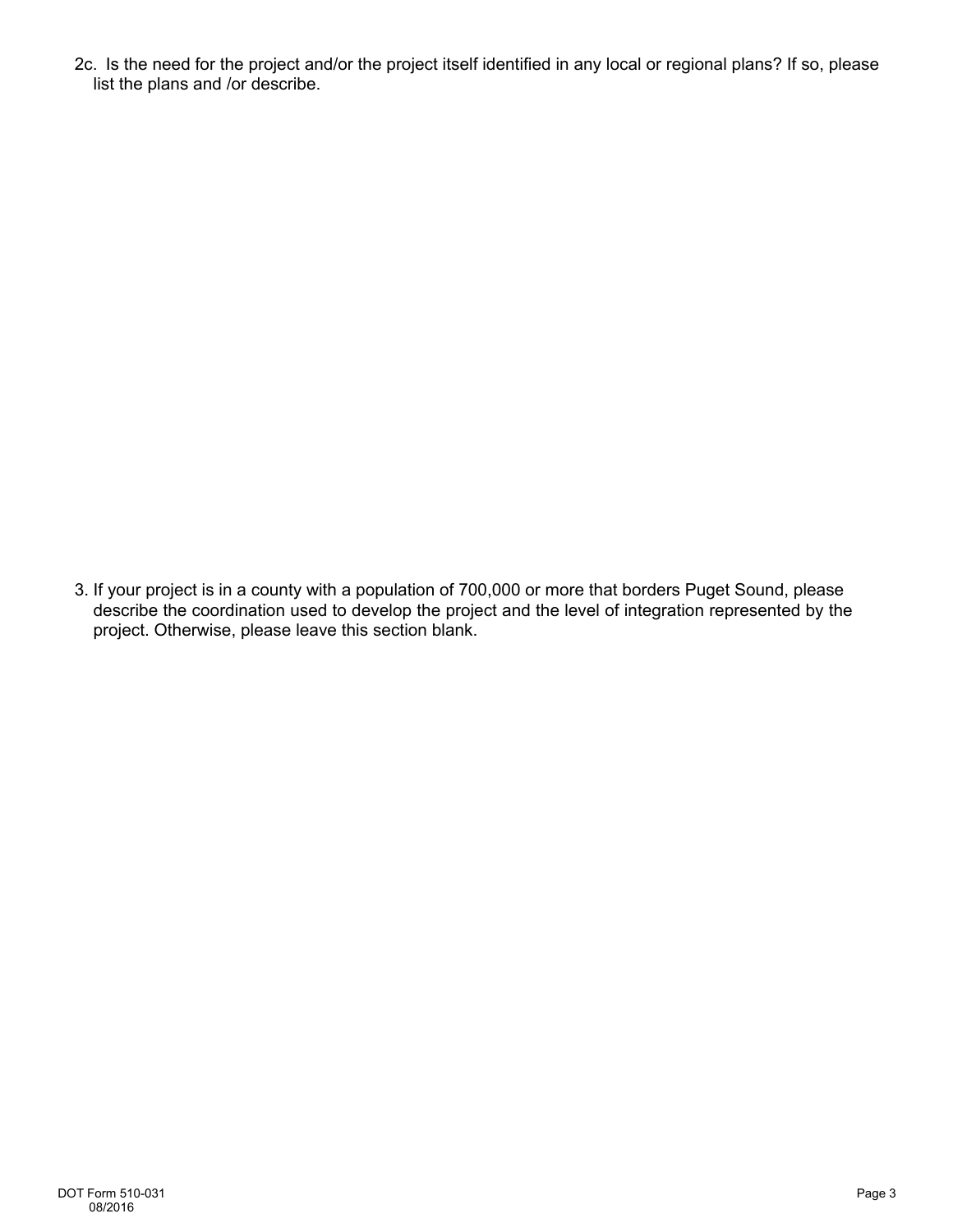2c. Is the need for the project and/or the project itself identified in any local or regional plans? If so, please list the plans and /or describe.

3. If your project is in a county with a population of 700,000 or more that borders Puget Sound, please describe the coordination used to develop the project and the level of integration represented by the project. Otherwise, please leave this section blank.

DOT Form 510-031
08/2016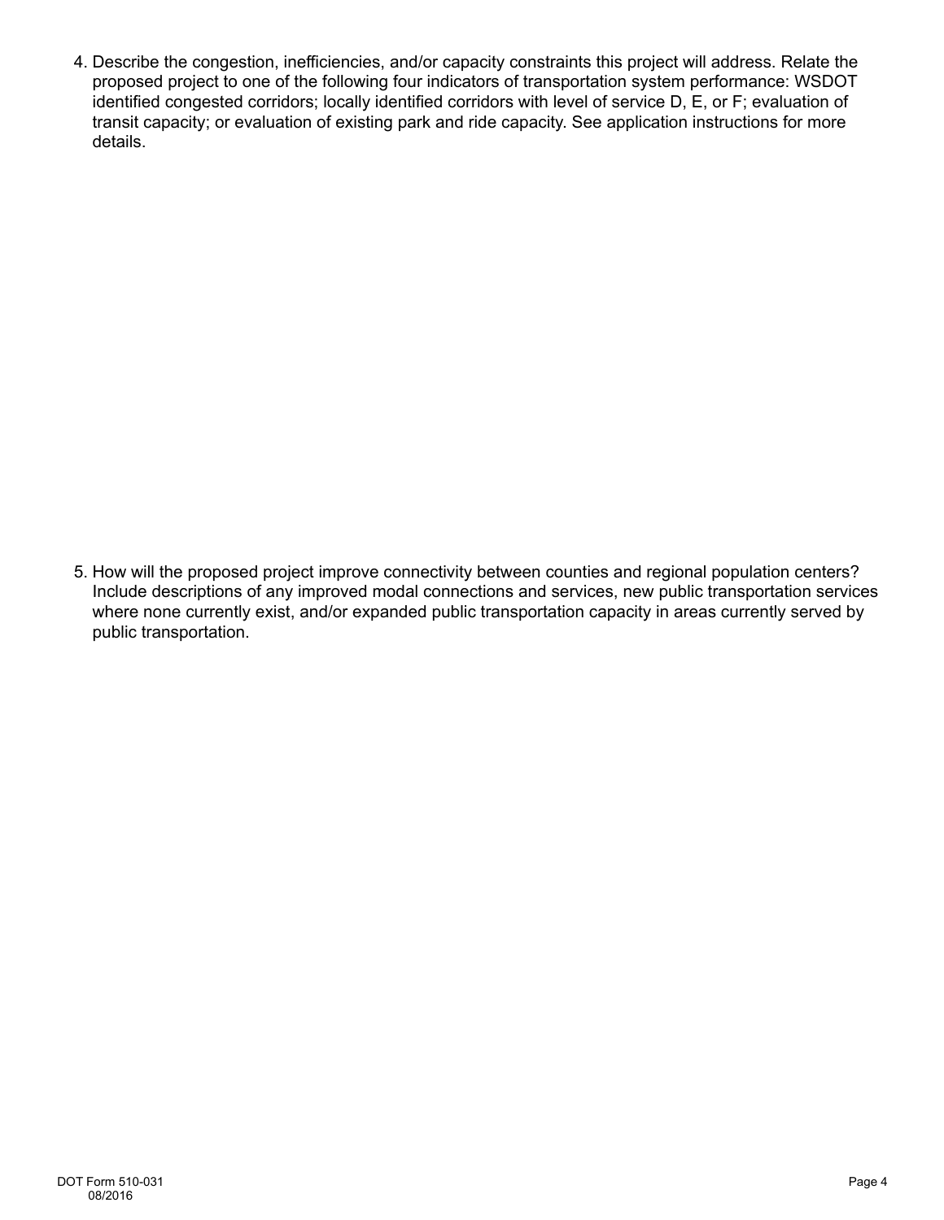4. Describe the congestion, inefficiencies, and/or capacity constraints this project will address. Relate the proposed project to one of the following four indicators of transportation system performance: WSDOT identified congested corridors; locally identified corridors with level of service D, E, or F; evaluation of transit capacity; or evaluation of existing park and ride capacity. See application instructions for more details.

5. How will the proposed project improve connectivity between counties and regional population centers? Include descriptions of any improved modal connections and services, new public transportation services where none currently exist, and/or expanded public transportation capacity in areas currently served by public transportation.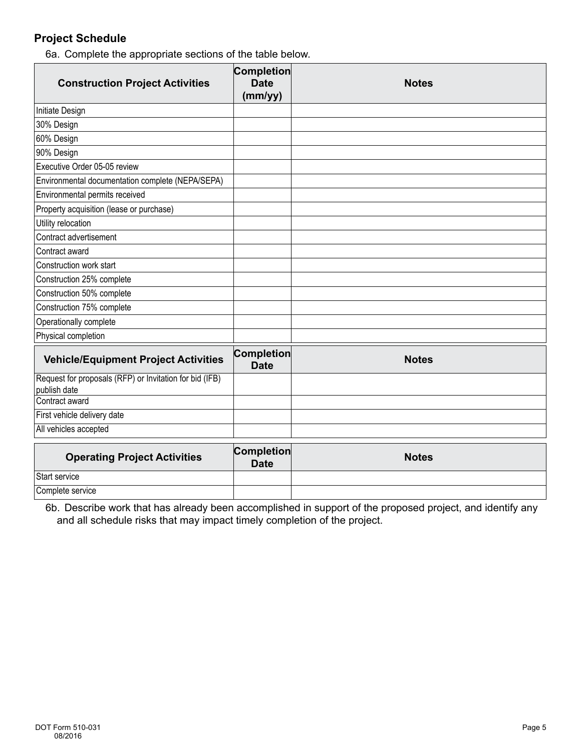## Project Schedule

6a. Complete the appropriate sections of the table below.

| Construction Project Activities | Completion Date (mm/yy) | Notes |
|---|---|---|
| Initiate Design | | |
| 30% Design | | |
| 60% Design | | |
| 90% Design | | |
| Executive Order 05-05 review | | |
| Environmental documentation complete (NEPA/SEPA) | | |
| Environmental permits received | | |
| Property acquisition (lease or purchase) | | |
| Utility relocation | | |
| Contract advertisement | | |
| Contract award | | |
| Construction work start | | |
| Construction 25% complete | | |
| Construction 50% complete | | |
| Construction 75% complete | | |
| Operationally complete | | |
| Physical completion | | |

| Vehicle/Equipment Project Activities | Completion Date | Notes |
|---|---|---|
| Request for proposals (RFP) or Invitation for bid (IFB) publish date | | |
| Contract award | | |
| First vehicle delivery date | | |
| All vehicles accepted | | |

| Operating Project Activities | Completion Date | Notes |
|---|---|---|
| Start service | | |
| Complete service | | |

6b. Describe work that has already been accomplished in support of the proposed project, and identify any and all schedule risks that may impact timely completion of the project.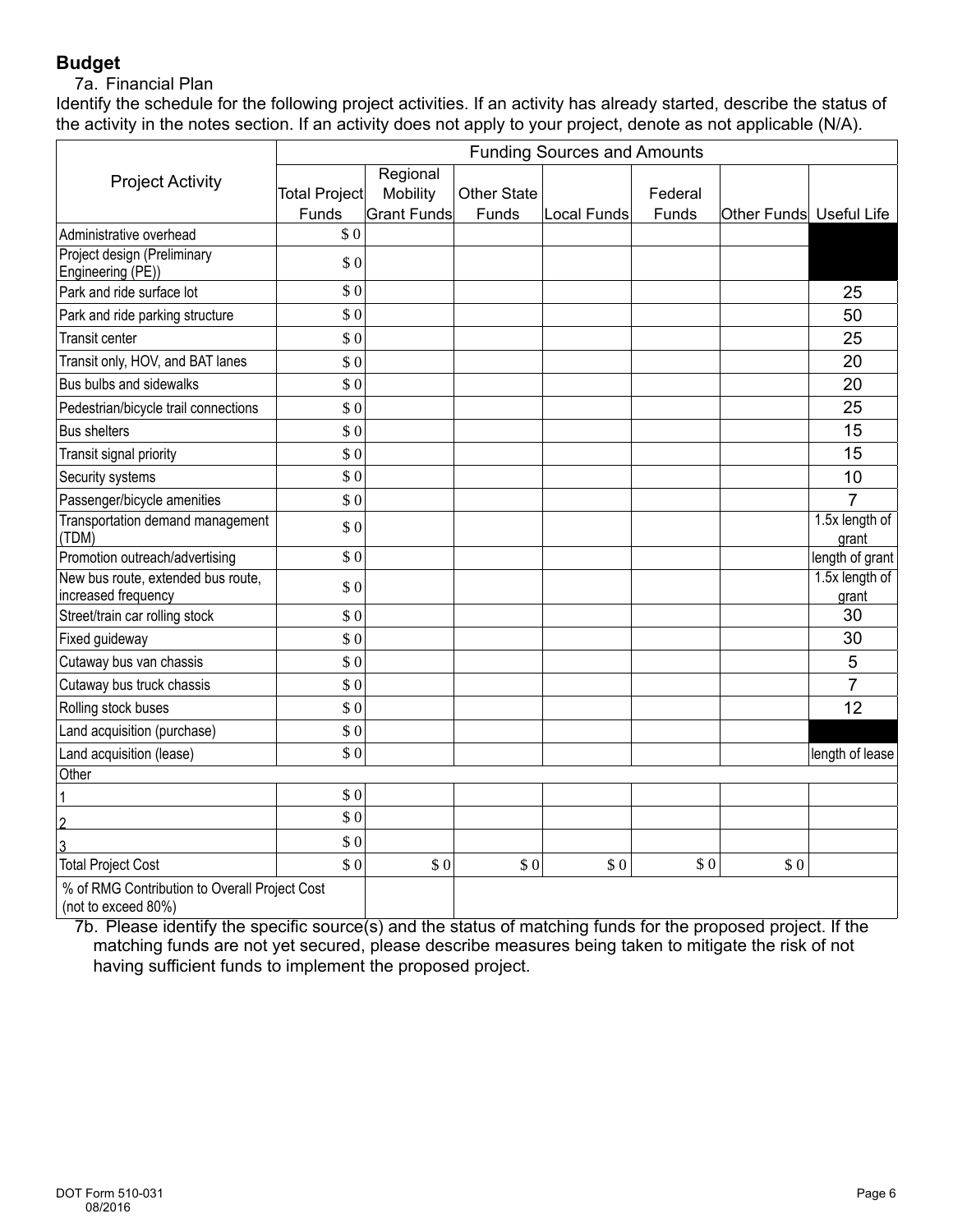## Budget

7a. Financial Plan

Identify the schedule for the following project activities. If an activity has already started, describe the status of the activity in the notes section. If an activity does not apply to your project, denote as not applicable (N/A).

| Project Activity | Funding Sources and Amounts | | | | | | |
|---|---|---|---|---|---|---|---|
| | Total Project Funds | Regional Mobility Grant Funds | Other State Funds | Local Funds | Federal Funds | Other Funds | Useful Life |
| Administrative overhead | $ 0 | | | | | | |
| Project design (Preliminary Engineering (PE)) | $ 0 | | | | | | |
| Park and ride surface lot | $ 0 | | | | | | 25 |
| Park and ride parking structure | $ 0 | | | | | | 50 |
| Transit center | $ 0 | | | | | | 25 |
| Transit only, HOV, and BAT lanes | $ 0 | | | | | | 20 |
| Bus bulbs and sidewalks | $ 0 | | | | | | 20 |
| Pedestrian/bicycle trail connections | $ 0 | | | | | | 25 |
| Bus shelters | $ 0 | | | | | | 15 |
| Transit signal priority | $ 0 | | | | | | 15 |
| Security systems | $ 0 | | | | | | 10 |
| Passenger/bicycle amenities | $ 0 | | | | | | 7 |
| Transportation demand management (TDM) | $ 0 | | | | | | 1.5x length of grant |
| Promotion outreach/advertising | $ 0 | | | | | | length of grant |
| New bus route, extended bus route, increased frequency | $ 0 | | | | | | 1.5x length of grant |
| Street/train car rolling stock | $ 0 | | | | | | 30 |
| Fixed guideway | $ 0 | | | | | | 30 |
| Cutaway bus van chassis | $ 0 | | | | | | 5 |
| Cutaway bus truck chassis | $ 0 | | | | | | 7 |
| Rolling stock buses | $ 0 | | | | | | 12 |
| Land acquisition (purchase) | $ 0 | | | | | | |
| Land acquisition (lease) | $ 0 | | | | | | length of lease |
| Other | | | | | | | |
| 1 | $ 0 | | | | | | |
| 2 | $ 0 | | | | | | |
| 3 | $ 0 | | | | | | |
| Total Project Cost | $ 0 | $ 0 | $ 0 | $ 0 | $ 0 | $ 0 | |
| % of RMG Contribution to Overall Project Cost (not to exceed 80%) | | | | | | | |

7b. Please identify the specific source(s) and the status of matching funds for the proposed project. If the matching funds are not yet secured, please describe measures being taken to mitigate the risk of not having sufficient funds to implement the proposed project.

DOT Form 510-031
08/2016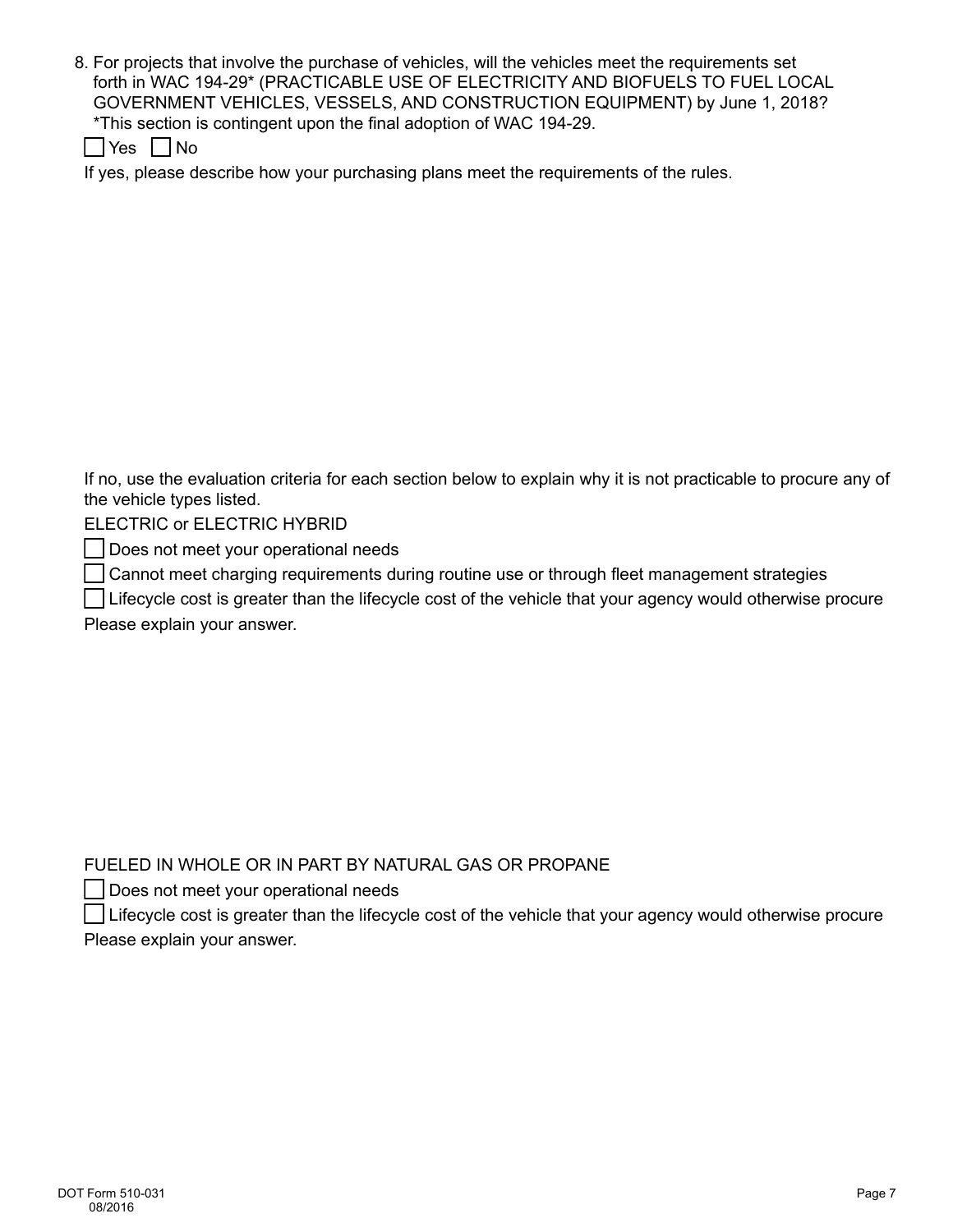8. For projects that involve the purchase of vehicles, will the vehicles meet the requirements set forth in WAC 194-29* (PRACTICABLE USE OF ELECTRICITY AND BIOFUELS TO FUEL LOCAL GOVERNMENT VEHICLES, VESSELS, AND CONSTRUCTION EQUIPMENT) by June 1, 2018?
   *This section is contingent upon the final adoption of WAC 194-29.

   ☐ Yes ☐ No

   If yes, please describe how your purchasing plans meet the requirements of the rules.

   If no, use the evaluation criteria for each section below to explain why it is not practicable to procure any of the vehicle types listed.

   ELECTRIC or ELECTRIC HYBRID

   ☐ Does not meet your operational needs

   ☐ Cannot meet charging requirements during routine use or through fleet management strategies

   ☐ Lifecycle cost is greater than the lifecycle cost of the vehicle that your agency would otherwise procure

   Please explain your answer.

   FUELED IN WHOLE OR IN PART BY NATURAL GAS OR PROPANE

   ☐ Does not meet your operational needs

   ☐ Lifecycle cost is greater than the lifecycle cost of the vehicle that your agency would otherwise procure

   Please explain your answer.

DOT Form 510-031
08/2016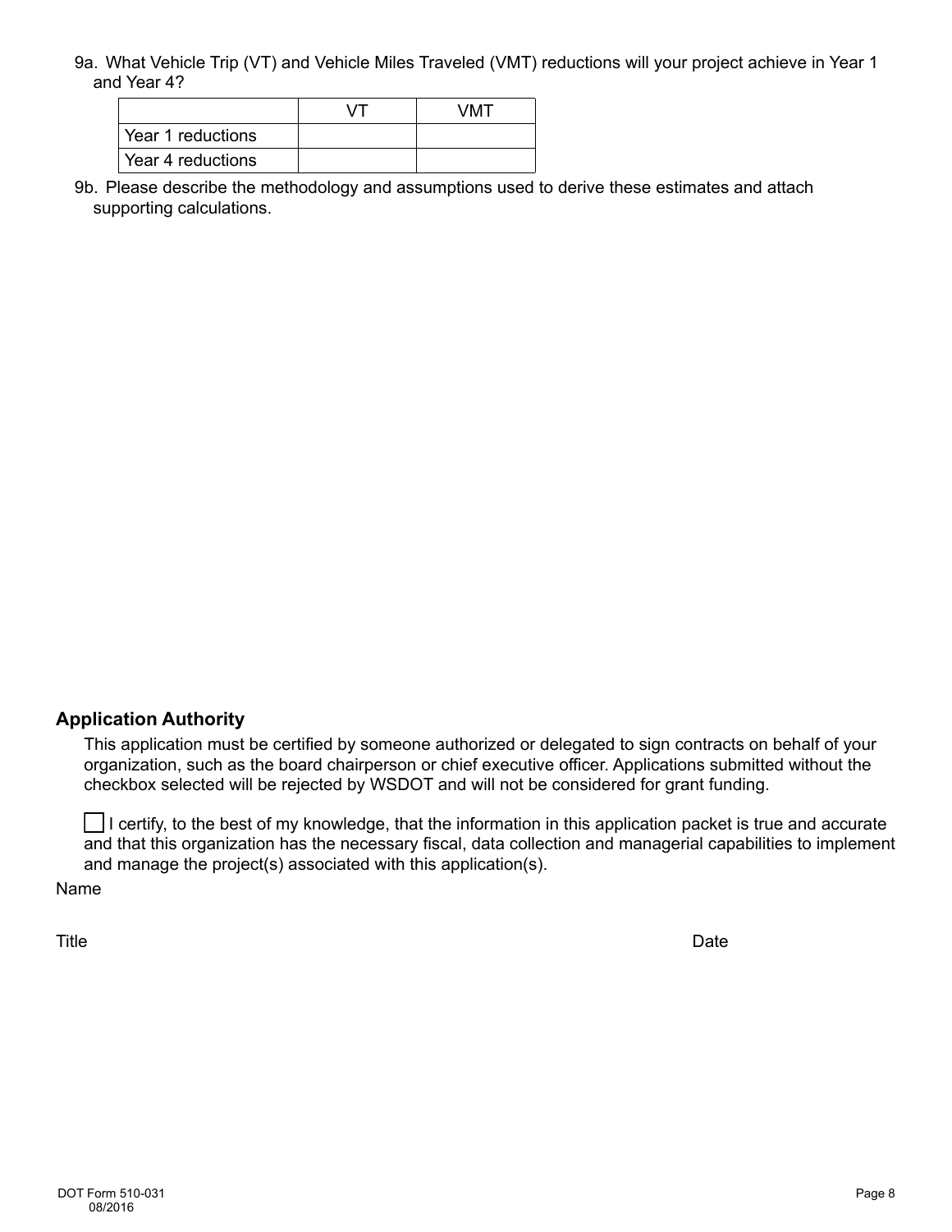9a. What Vehicle Trip (VT) and Vehicle Miles Traveled (VMT) reductions will your project achieve in Year 1 and Year 4?

| | VT | VMT |
|---|---|---|
| Year 1 reductions | | |
| Year 4 reductions | | |

9b. Please describe the methodology and assumptions used to derive these estimates and attach supporting calculations.

## Application Authority

This application must be certified by someone authorized or delegated to sign contracts on behalf of your organization, such as the board chairperson or chief executive officer. Applications without the checkbox selected will be rejected by WSDOT and will not be considered for grant funding.

☐ I certify, to the best of my knowledge, that the information in this application packet is true and accurate and that this organization has the necessary fiscal, data collection and managerial capabilities to implement and manage the project(s) associated with this application(s).

Name

Title

Date

DOT Form 510-031
08/2016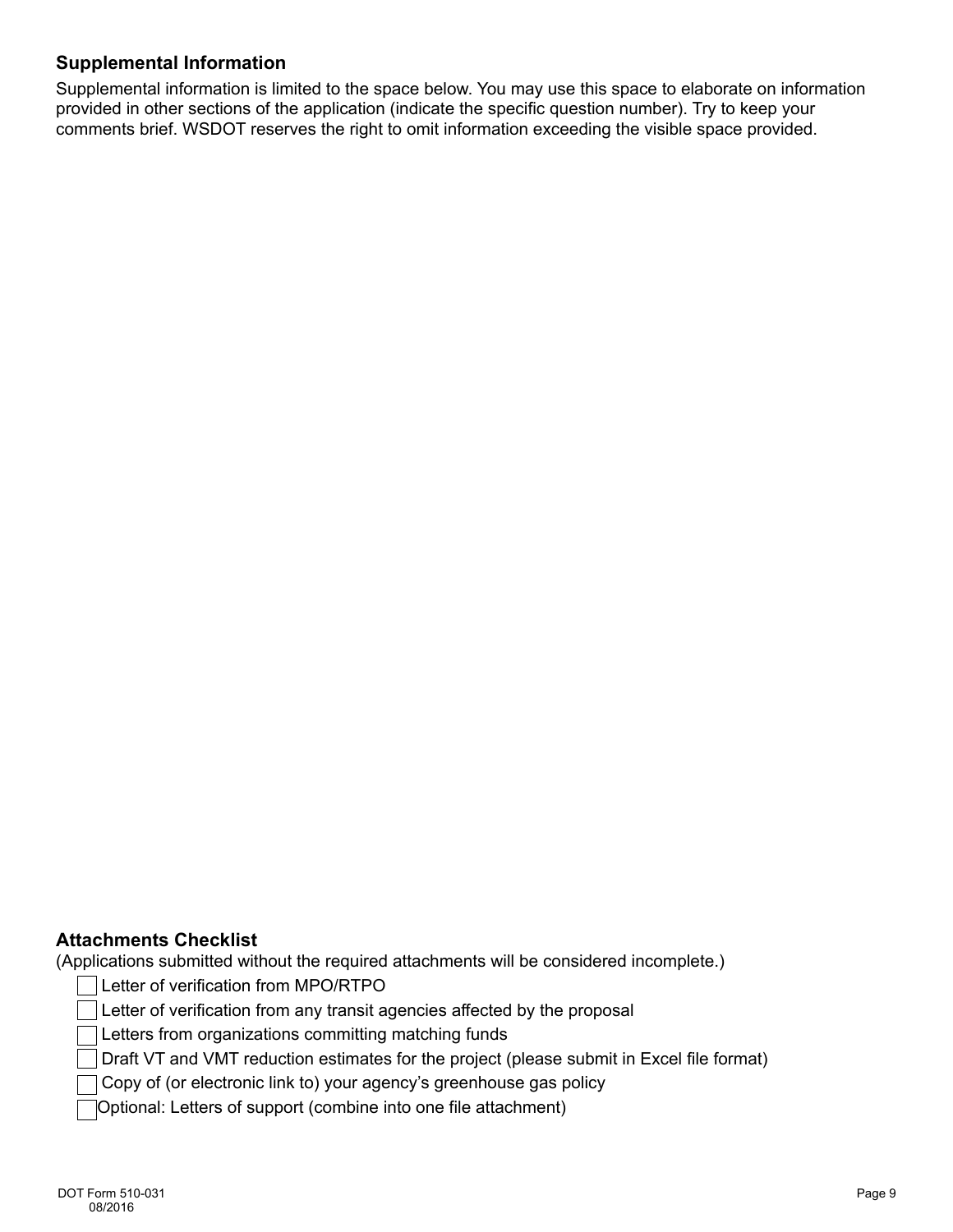## Supplemental Information

Supplemental information is limited to the space below. You may use this space to elaborate on information provided in other sections of the application (indicate the specific question number). Try to keep your comments brief. WSDOT reserves the right to omit information exceeding the visible space provided.

## Attachments Checklist

(Applications submitted without the required attachments will be considered incomplete.)

- [ ] Letter of verification from MPO/RTPO
- [ ] Letter of verification from any transit agencies affected by the proposal
- [ ] Letters from organizations committing matching funds
- [ ] Draft VT and VMT reduction estimates for the project (please submit in Excel file format)
- [ ] Copy of (or electronic link to) your agency's greenhouse gas policy
- [ ] Optional: Letters of support (combine into one file attachment)

DOT Form 510-031
08/2016